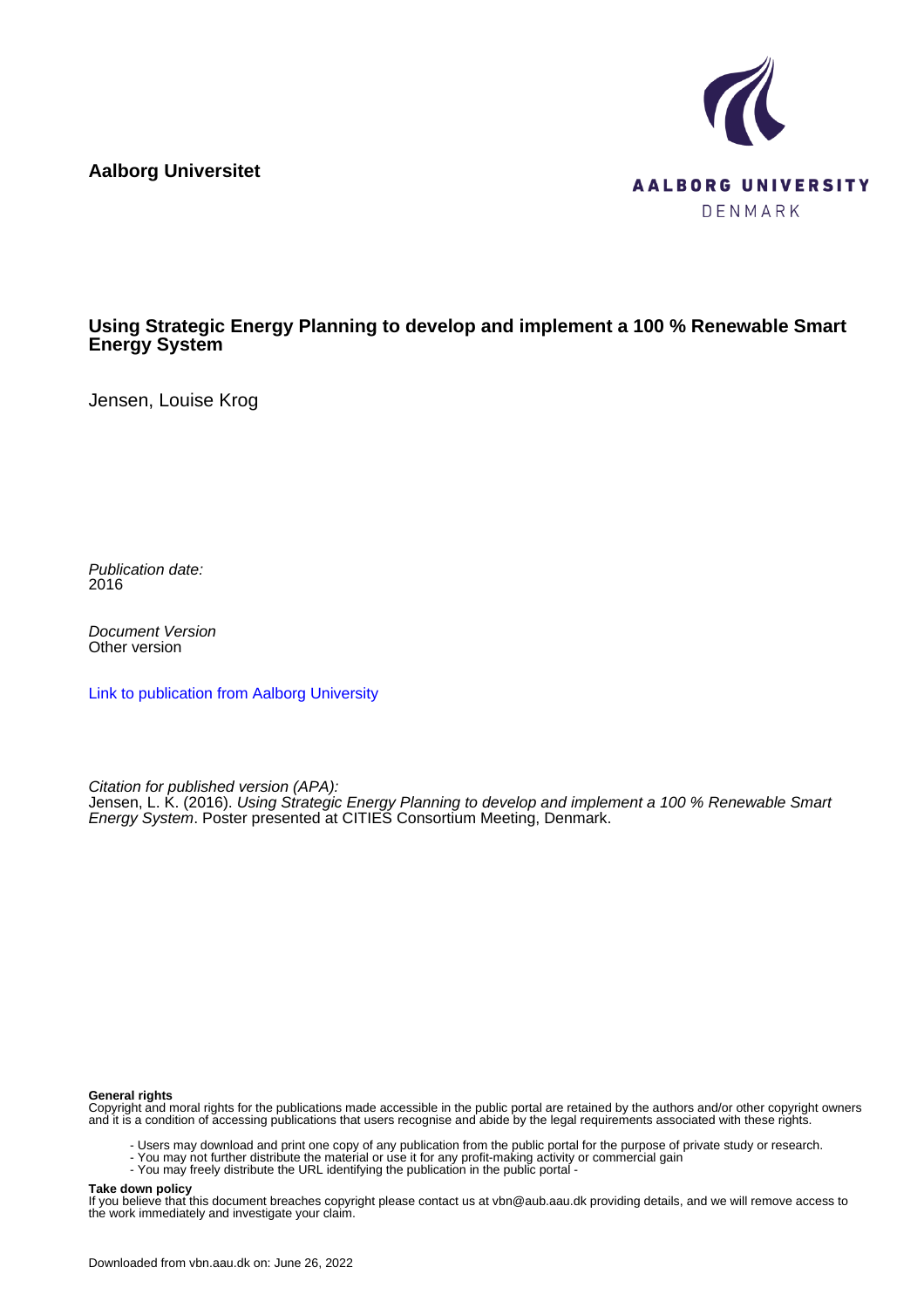**Aalborg Universitet**

AALBORG UNIVERSITY
DENMARK

# Using Strategic Energy Planning to develop and implement a 100 % Renewable Smart Energy System

Jensen, Louise Krog

*Publication date:*
2016

*Document Version*
Other version

Link to publication from Aalborg University

*Citation for published version (APA):*
Jensen, L. K. (2016). *Using Strategic Energy Planning to develop and implement a 100 % Renewable Smart Energy System*. Poster presented at CITIES Consortium Meeting, Denmark.

**General rights**
Copyright and moral rights for the publications made accessible in the public portal are retained by the authors and/or other copyright owners and it is a condition of accessing publications that users recognise and abide by the legal requirements associated with these rights.

- Users may download and print one copy of any publication from the public portal for the purpose of private study or research.
- You may not further distribute the material or use it for any profit-making activity or commercial gain
- You may freely distribute the URL identifying the publication in the public portal -

**Take down policy**
If you believe that this document breaches copyright please contact us at vbn@aub.aau.dk providing details, and we will remove access to the work immediately and investigate your claim.

Downloaded from vbn.aau.dk on: June 26, 2022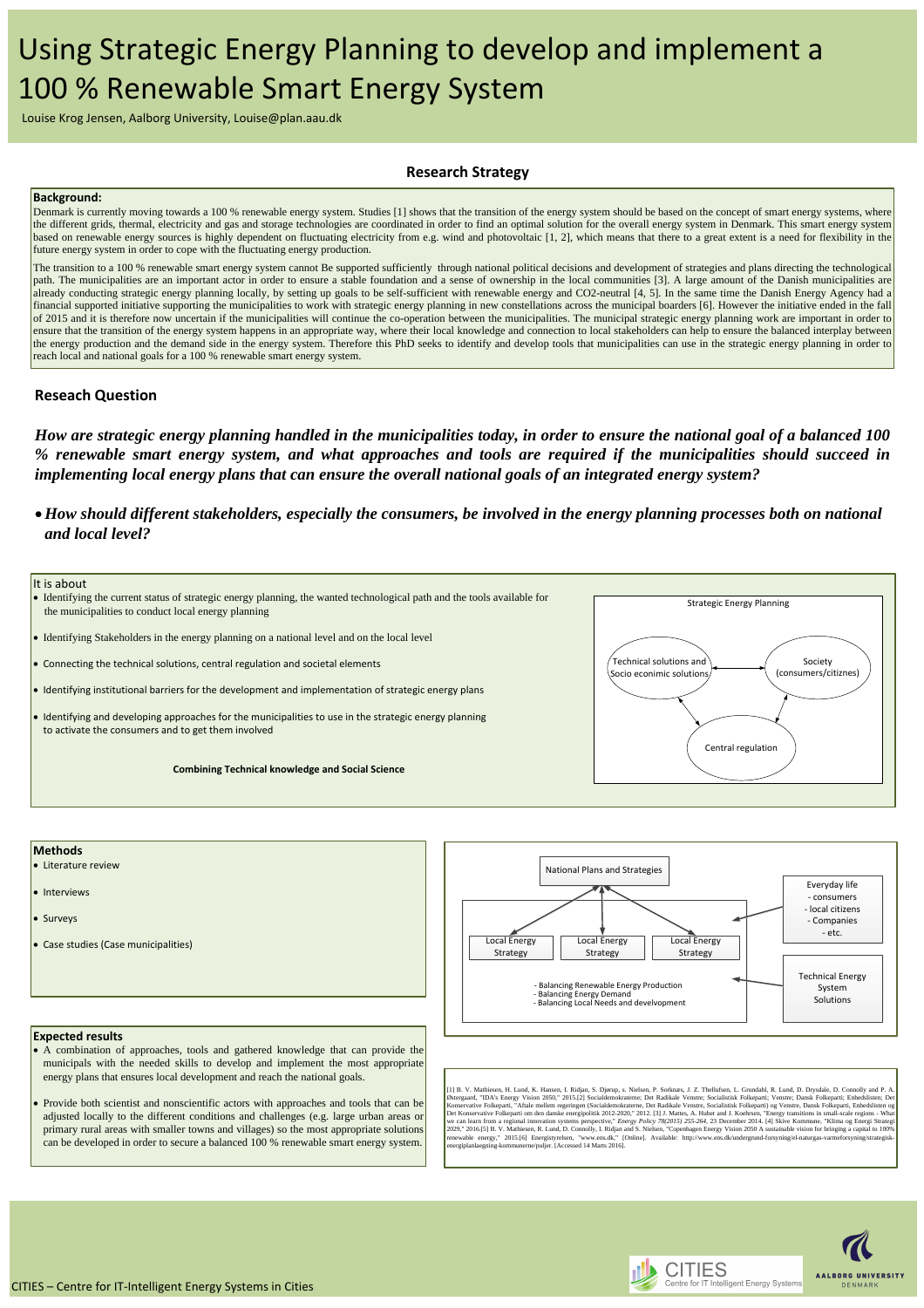# Using Strategic Energy Planning to develop and implement a 100 % Renewable Smart Energy System

Louise Krog Jensen, Aalborg University, Louise@plan.aau.dk

## Research Strategy

**Background:**

Denmark is currently moving towards a 100 % renewable energy system. Studies [1] shows that the transition of the energy system should be based on the concept of smart energy systems, where the different grids, thermal, electricity and gas and storage technologies are coordinated in order to find an optimal solution for the overall energy system in Denmark. This smart energy system based on renewable energy sources is highly dependent on fluctuating electricity from e.g. wind and photovoltaic [1, 2], which means that there to a great extent is a need for flexibility in the future energy system in order to cope with the fluctuating energy production.

The transition to a 100 % renewable smart energy system cannot Be supported sufficiently through national political decisions and development of strategies and plans directing the technological path. The municipalities are an important actor in order to ensure a stable foundation and a sense of ownership in the local communities [3]. A large amount of the Danish municipalities are already conducting strategic energy planning locally, by setting up goals to be self-sufficient with renewable energy and $CO_2$-neutral [4, 5]. In the same time the Danish Energy Agency had a financial supported initiative supporting the municipalities to work with strategic energy planning in new constellations across the municipal boarders [6]. However the initiative ended in the fall of 2015 and it is therefore now uncertain if the municipalities will continue the co-operation between the municipalities. The municipal strategic energy planning work are important in order to ensure that the transition of the energy system happens in an appropriate way, where their local knowledge and connection to local stakeholders can help to ensure the balanced interplay between the energy production and the demand side in the energy system. Therefore this PhD seeks to identify and develop tools that municipalities can use in the strategic energy planning in order to reach local and national goals for a 100 % renewable smart energy system.

## Reseach Question

***How are strategic energy planning handled in the municipalities today, in order to ensure the national goal of a balanced 100 % renewable smart energy system, and what approaches and tools are required if the municipalities should succeed in implementing local energy plans that can ensure the overall national goals of an integrated energy system?***

- ***How should different stakeholders, especially the consumers, be involved in the energy planning processes both on national and local level?***

It is about

- Identifying the current status of strategic energy planning, the wanted technological path and the tools available for the municipalities to conduct local energy planning
- Identifying Stakeholders in the energy planning on a national level and on the local level
- Connecting the technical solutions, central regulation and societal elements
- Identifying institutional barriers for the development and implementation of strategic energy plans
- Identifying and developing approaches for the municipalities to use in the strategic energy planning to activate the consumers and to get them involved

**Combining Technical knowledge and Social Science**

Strategic Energy Planning

Technical solutions and Socio econimic solutions

Society (consumers/citiznes)

Central regulation

**Methods**

- Literature review
- Interviews
- Surveys
- Case studies (Case municipalities)

National Plans and Strategies

Local Energy Strategy

Local Energy Strategy

Local Energy Strategy

- Balancing Renewable Energy Production
- Balancing Energy Demand
- Balancing Local Needs and develvopment

Everyday life
- consumers
- local citizens
- Companies
- etc.

Technical Energy System Solutions

**Expected results**

- A combination of approaches, tools and gathered knowledge that can provide the municipals with the needed skills to develop and implement the most appropriate energy plans that ensures local development and reach the national goals.
- Provide both scientist and nonscientific actors with approaches and tools that can be adjusted locally to the different conditions and challenges (e.g. large urban areas or primary rural areas with smaller towns and villages) so the most appropriate solutions can be developed in order to secure a balanced 100 % renewable smart energy system.

[1] B. V. Mathiesen, H. Lund, K. Hansen, I. Ridjan, S. Djørup, s. Nielsen, P. Sorknæs, J. Z. Thellufsen, L. Grundahl, R. Lund, D. Drysdale, D. Connolly and P. A. Østergaard, "IDA's Energy Vision 2050," 2015.[2] Socialdemokraterne; Det Radikale Venstre; Socialistisk Folkeparti; Venstre; Dansk Folkeparti; Enhedslisten; Det Konservative Folkeparti, "Aftale mellem regeringen (Socialdemokraterne, Det Radikale Venstre, Socialistisk Folkeparti) og Venstre, Dansk Folkeparti, Enhedslisten og Det Konservative Folkeparti om den danske energipolitik 2012-2020," 2012. [3] J. Mattes, A. Huber and J. Koehrsen, "Energy transitions in small-scale regions - What we can learn from a regional innovation systems perspective," *Energy Policy 78(2015) 255-264*, 23 December 2014. [4] Skive Kommune, "Klima og Energi Strategi 2029," 2016.[5] B. V. Mathiesen, R. Lund, D. Connolly, I. Ridjan and S. Nielsen, "Copenhagen Energy Vision 2050 A sustainable vision for bringing a capital to 100% renewable energy," 2015.[6] Energistyrelsen, "www.ens.dk," [Online]. Available: http://www.ens.dk/undergrund-forsyning/el-naturgas-varmeforsyning/strategisk-energiplanlaegning-kommunerne/puljer. [Accessed 14 Marts 2016].

CITIES – Centre for IT-Intelligent Energy Systems in Cities

CITIES Centre for IT-Intelligent Energy Systems

AALBORG UNIVERSITY DENMARK